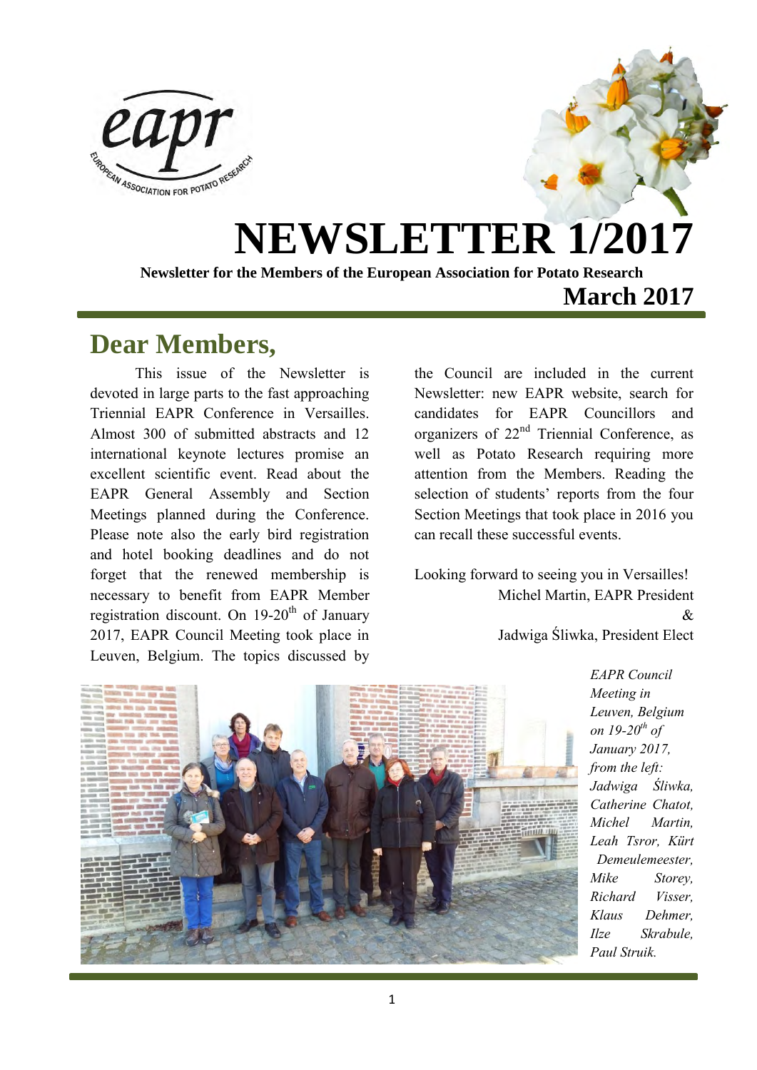# NEWSLETTER 1/2017

**Newsletter for the Members of the European Association for Potato Research**

**March 2017**

## Dear Members,

This issue of the Newsletter is devoted in large parts to the fast approaching Triennial EAPR Conference in Versailles. Almost 300 of submitted abstracts and 12 international keynote lectures promise an excellent scientific event. Read about the EAPR General Assembly and Section Meetings planned during the Conference. Please note also the early bird registration and hotel booking deadlines and do not forget that the renewed membership is necessary to benefit from EAPR Member registration discount. On 19-20th of January 2017, EAPR Council Meeting took place in Leuven, Belgium. The topics discussed by the Council are included in the current Newsletter: new EAPR website, search for candidates for EAPR Councillors and organizers of 22nd Triennial Conference, as well as Potato Research requiring more attention from the Members. Reading the selection of students' reports from the four Section Meetings that took place in 2016 you can recall these successful events.

Looking forward to seeing you in Versailles!

Michel Martin, EAPR President
&
Jadwiga Śliwka, President Elect

*EAPR Council Meeting in Leuven, Belgium on 19-20th of January 2017, from the left: Jadwiga Śliwka, Catherine Chatot, Michel Martin, Leah Tsror, Kürt Demeulemeester, Mike Storey, Richard Visser, Klaus Dehmer, Ilze Skrabule, Paul Struik.*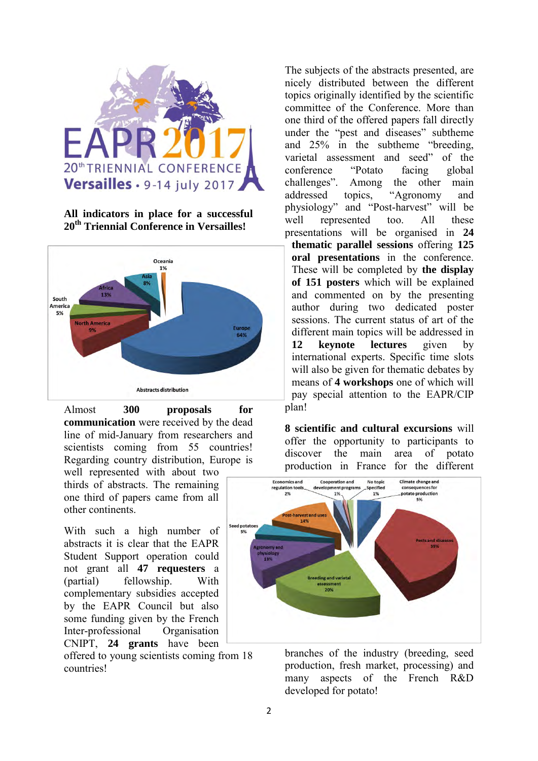EAPR 2017
20th TRIENNIAL CONFERENCE
Versailles • 9-14 july 2017

**All indicators in place for a successful 20th Triennial Conference in Versailles!**

Almost **300 proposals for communication** were received by the dead line of mid-January from researchers and scientists coming from 55 countries! Regarding country distribution, Europe is well represented with about two thirds of abstracts. The remaining one third of papers came from all other continents.

With such a high number of abstracts it is clear that the EAPR Student Support operation could not grant all **47 requesters** a (partial) fellowship. With complementary subsidies accepted by the EAPR Council but also some funding given by the French Inter-professional Organisation CNIPT, **24 grants** have been offered to young scientists coming from 18 countries!

The subjects of the abstracts presented, are nicely distributed between the different topics originally identified by the scientific committee of the Conference. More than one third of the offered papers fall directly under the "pest and diseases" subtheme and 25% in the subtheme "breeding, varietal assessment and seed" of the conference "Potato facing global challenges". Among the other main addressed topics, "Agronomy and physiology" and "Post-harvest" will be well represented too. All these presentations will be organised in **24 thematic parallel sessions** offering **125 oral presentations** in the conference. These will be completed by **the display of 151 posters** which will be explained and commented on by the presenting author during two dedicated poster sessions. The current status of art of the different main topics will be addressed in **12 keynote lectures** given by international experts. Specific time slots will also be given for thematic debates by means of **4 workshops** one of which will pay special attention to the EAPR/CIP plan!

**8 scientific and cultural excursions** will offer the opportunity to participants to discover the main area of potato production in France for the different branches of the industry (breeding, seed production, fresh market, processing) and many aspects of the French R&D developed for potato!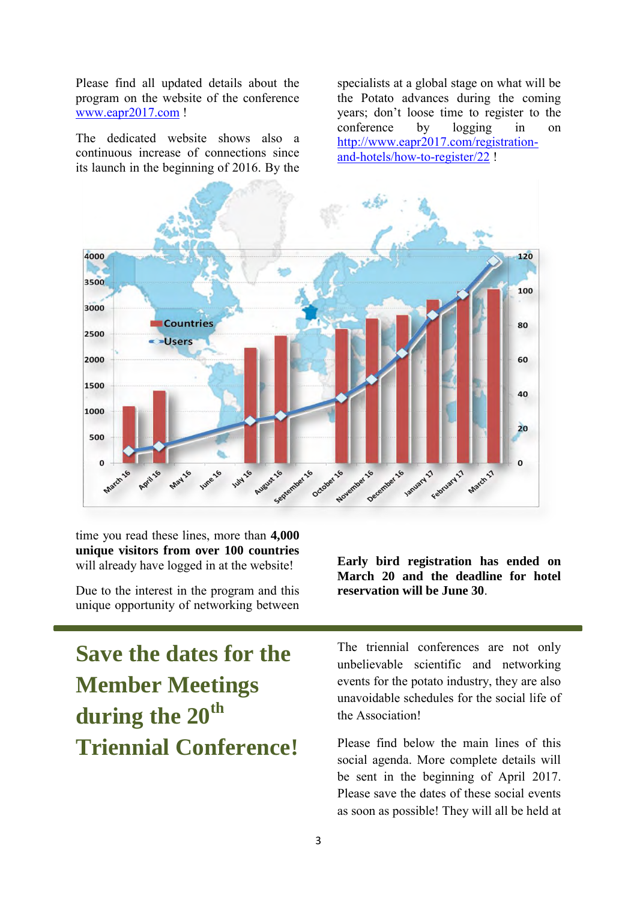Please find all updated details about the program on the website of the conference [www.eapr2017.com](http://www.eapr2017.com) !

The dedicated website shows also a continuous increase of connections since its launch in the beginning of 2016. By the time you read these lines, more than **4,000 unique visitors from over 100 countries** will already have logged in at the website!

Due to the interest in the program and this unique opportunity of networking between specialists at a global stage on what will be the Potato advances during the coming years; don't loose time to register to the conference by logging in on [http://www.eapr2017.com/registration-and-hotels/how-to-register/22](http://www.eapr2017.com/registration-and-hotels/how-to-register/22) !

**Early bird registration has ended on March 20 and the deadline for hotel reservation will be June 30**.

# Save the dates for the Member Meetings during the 20th Triennial Conference!

The triennial conferences are not only unbelievable scientific and networking events for the potato industry, they are also unavoidable schedules for the social life of the Association!

Please find below the main lines of this social agenda. More complete details will be sent in the beginning of April 2017. Please save the dates of these social events as soon as possible! They will all be held at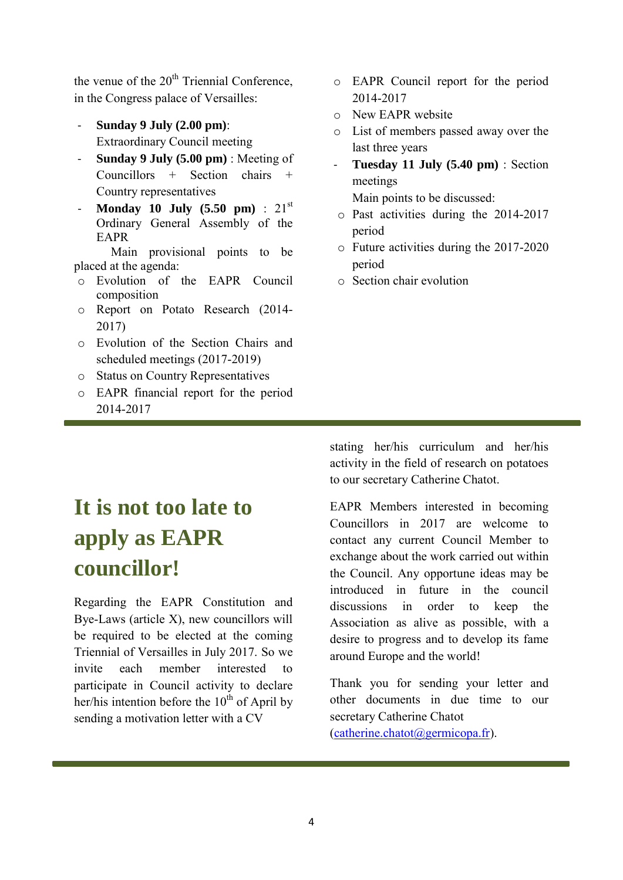the venue of the 20th Triennial Conference, in the Congress palace of Versailles:

- **Sunday 9 July (2.00 pm)**: Extraordinary Council meeting
- **Sunday 9 July (5.00 pm)** : Meeting of Councillors + Section chairs + Country representatives
- **Monday 10 July (5.50 pm)** : 21st Ordinary General Assembly of the EAPR

  Main provisional points to be placed at the agenda:
  - Evolution of the EAPR Council composition
  - Report on Potato Research (2014-2017)
  - Evolution of the Section Chairs and scheduled meetings (2017-2019)
  - Status on Country Representatives
  - EAPR financial report for the period 2014-2017
  - EAPR Council report for the period 2014-2017
  - New EAPR website
  - List of members passed away over the last three years
- **Tuesday 11 July (5.40 pm)** : Section meetings

  Main points to be discussed:
  - Past activities during the 2014-2017 period
  - Future activities during the 2017-2020 period
  - Section chair evolution

# It is not too late to apply as EAPR councillor!

Regarding the EAPR Constitution and Bye-Laws (article X), new councillors will be required to be elected at the coming Triennial of Versailles in July 2017. So we invite each member interested to participate in Council activity to declare her/his intention before the 10th of April by sending a motivation letter with a CV stating her/his curriculum and her/his activity in the field of research on potatoes to our secretary Catherine Chatot.

EAPR Members interested in becoming Councillors in 2017 are welcome to contact any current Council Member to exchange about the work carried out within the Council. Any opportune ideas may be introduced in future in the council discussions in order to keep the Association as alive as possible, with a desire to progress and to develop its fame around Europe and the world!

Thank you for sending your letter and other documents in due time to our secretary Catherine Chatot (catherine.chatot@germicopa.fr).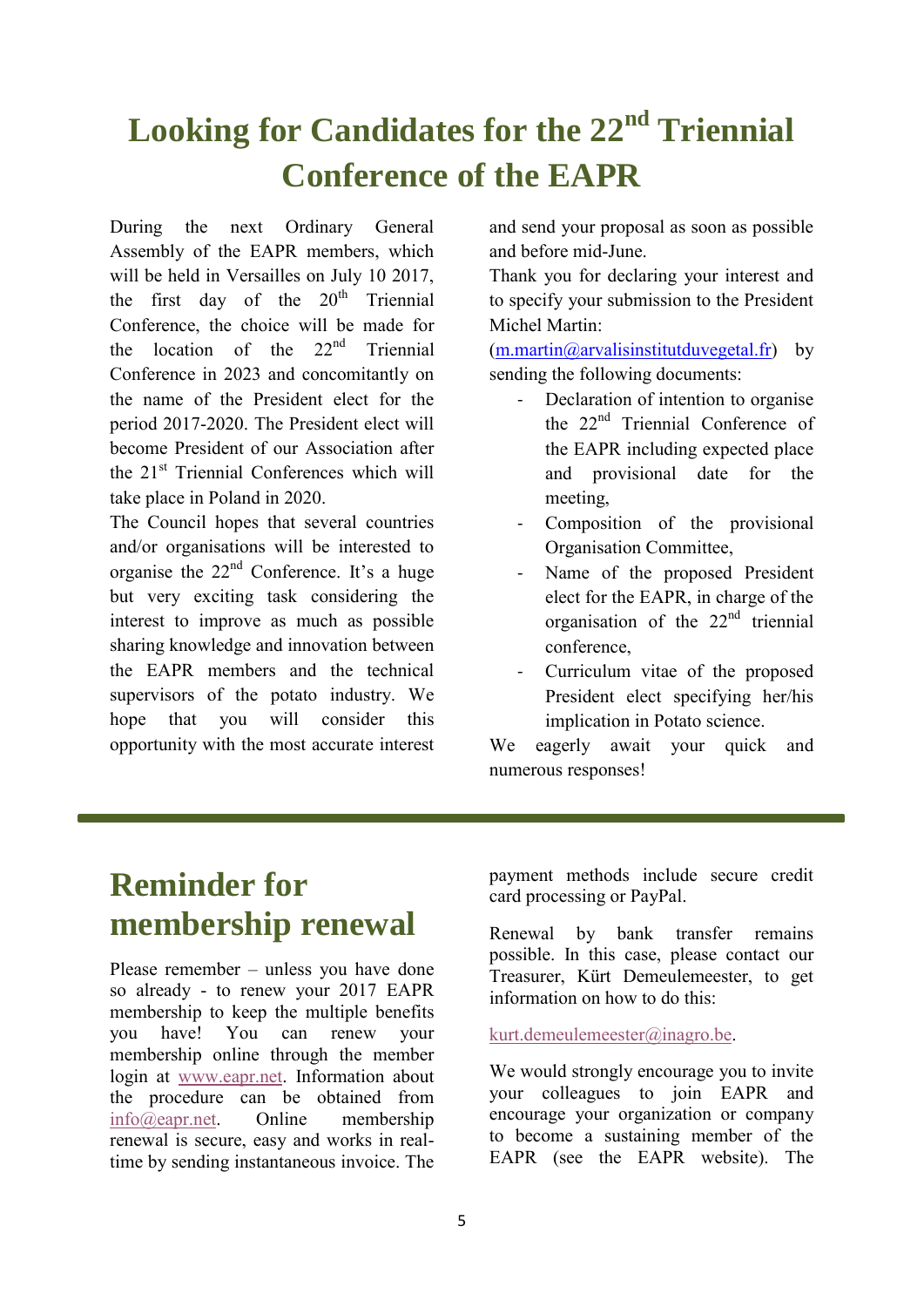# Looking for Candidates for the 22nd Triennial Conference of the EAPR

During the next Ordinary General Assembly of the EAPR members, which will be held in Versailles on July 10 2017, the first day of the 20th Triennial Conference, the choice will be made for the location of the 22nd Triennial Conference in 2023 and concomitantly on the name of the President elect for the period 2017-2020. The President elect will become President of our Association after the 21st Triennial Conferences which will take place in Poland in 2020.

The Council hopes that several countries and/or organisations will be interested to organise the 22nd Conference. It's a huge but very exciting task considering the interest to improve as much as possible sharing knowledge and innovation between the EAPR members and the technical supervisors of the potato industry. We hope that you will consider this opportunity with the most accurate interest and send your proposal as soon as possible and before mid-June.

Thank you for declaring your interest and to specify your submission to the President Michel Martin:
(m.martin@arvalisinstitutduvegetal.fr) by sending the following documents:

- Declaration of intention to organise the 22nd Triennial Conference of the EAPR including expected place and provisional date for the meeting,
- Composition of the provisional Organisation Committee,
- Name of the proposed President elect for the EAPR, in charge of the organisation of the 22nd triennial conference,
- Curriculum vitae of the proposed President elect specifying her/his implication in Potato science.

We eagerly await your quick and numerous responses!

---

# Reminder for membership renewal

Please remember – unless you have done so already - to renew your 2017 EAPR membership to keep the multiple benefits you have! You can renew your membership online through the member login at www.eapr.net. Information about the procedure can be obtained from info@eapr.net. Online membership renewal is secure, easy and works in real-time by sending instantaneous invoice. The payment methods include secure credit card processing or PayPal.

Renewal by bank transfer remains possible. In this case, please contact our Treasurer, Kürt Demeulemeester, to get information on how to do this:

kurt.demeulemeester@inagro.be.

We would strongly encourage you to invite your colleagues to join EAPR and encourage your organization or company to become a sustaining member of the EAPR (see the EAPR website). The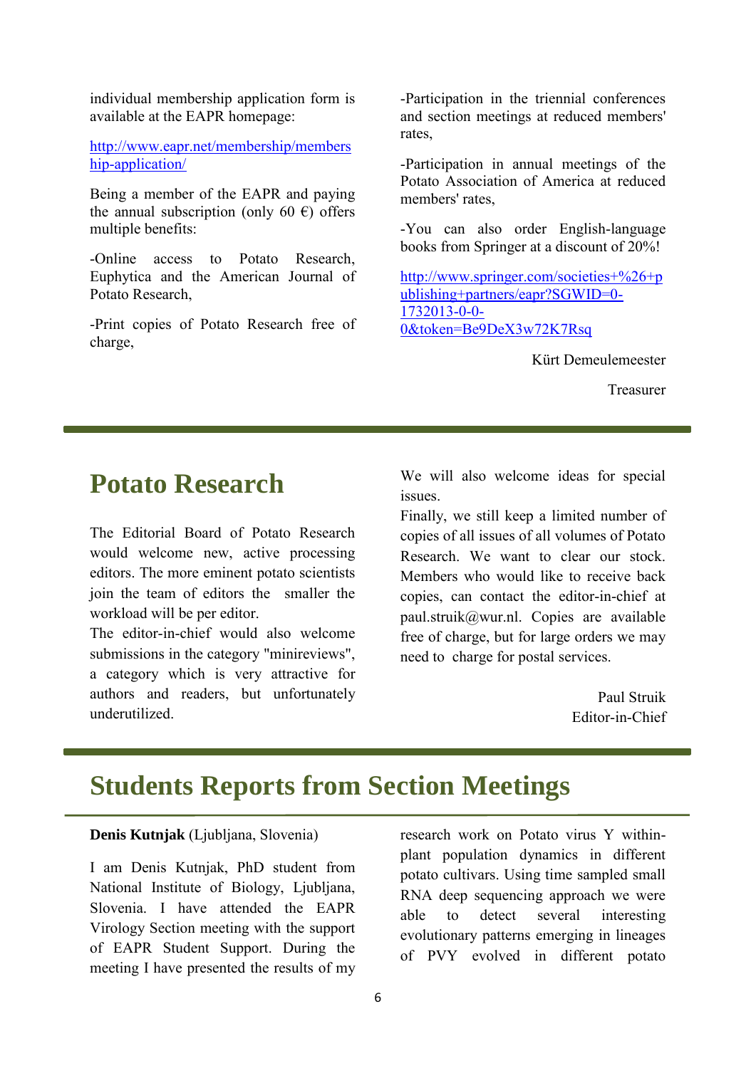individual membership application form is available at the EAPR homepage:

http://www.eapr.net/membership/membership-application/

Being a member of the EAPR and paying the annual subscription (only 60 €) offers multiple benefits:

-Online access to Potato Research, Euphytica and the American Journal of Potato Research,

-Print copies of Potato Research free of charge,

-Participation in the triennial conferences and section meetings at reduced members' rates,

-Participation in annual meetings of the Potato Association of America at reduced members' rates,

-You can also order English-language books from Springer at a discount of 20%!

http://www.springer.com/societies+%26+publishing+partners/eapr?SGWID=0-1732013-0-0-0&token=Be9DeX3w72K7Rsq

Kürt Demeulemeester

Treasurer

# Potato Research

The Editorial Board of Potato Research would welcome new, active processing editors. The more eminent potato scientists join the team of editors the smaller the workload will be per editor.

The editor-in-chief would also welcome submissions in the category "minireviews", a category which is very attractive for authors and readers, but unfortunately underutilized.

We will also welcome ideas for special issues.

Finally, we still keep a limited number of copies of all issues of all volumes of Potato Research. We want to clear our stock. Members who would like to receive back copies, can contact the editor-in-chief at paul.struik@wur.nl. Copies are available free of charge, but for large orders we may need to charge for postal services.

Paul Struik
Editor-in-Chief

# Students Reports from Section Meetings

**Denis Kutnjak** (Ljubljana, Slovenia)

I am Denis Kutnjak, PhD student from National Institute of Biology, Ljubljana, Slovenia. I have attended the EAPR Virology Section meeting with the support of EAPR Student Support. During the meeting I have presented the results of my research work on Potato virus Y within-plant population dynamics in different potato cultivars. Using time sampled small RNA deep sequencing approach we were able to detect several interesting evolutionary patterns emerging in lineages of PVY evolved in different potato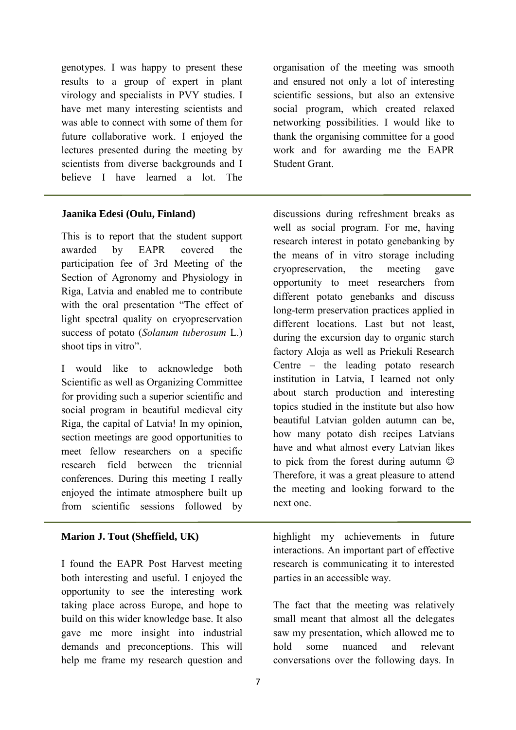genotypes. I was happy to present these results to a group of expert in plant virology and specialists in PVY studies. I have met many interesting scientists and was able to connect with some of them for future collaborative work. I enjoyed the lectures presented during the meeting by scientists from diverse backgrounds and I believe I have learned a lot. The organisation of the meeting was smooth and ensured not only a lot of interesting scientific sessions, but also an extensive social program, which created relaxed networking possibilities. I would like to thank the organising committee for a good work and for awarding me the EAPR Student Grant.

---

**Jaanika Edesi (Oulu, Finland)**

This is to report that the student support awarded by EAPR covered the participation fee of 3rd Meeting of the Section of Agronomy and Physiology in Riga, Latvia and enabled me to contribute with the oral presentation "The effect of light spectral quality on cryopreservation success of potato (*Solanum tuberosum* L.) shoot tips in vitro".

I would like to acknowledge both Scientific as well as Organizing Committee for providing such a superior scientific and social program in beautiful medieval city Riga, the capital of Latvia! In my opinion, section meetings are good opportunities to meet fellow researchers on a specific research field between the triennial conferences. During this meeting I really enjoyed the intimate atmosphere built up from scientific sessions followed by discussions during refreshment breaks as well as social program. For me, having research interest in potato genebanking by the means of in vitro storage including cryopreservation, the meeting gave opportunity to meet researchers from different potato genebanks and discuss long-term preservation practices applied in different locations. Last but not least, during the excursion day to organic starch factory Aloja as well as Priekuli Research Centre – the leading potato research institution in Latvia, I learned not only about starch production and interesting topics studied in the institute but also how beautiful Latvian golden autumn can be, how many potato dish recipes Latvians have and what almost every Latvian likes to pick from the forest during autumn ☺ Therefore, it was a great pleasure to attend the meeting and looking forward to the next one.

---

**Marion J. Tout (Sheffield, UK)**

I found the EAPR Post Harvest meeting both interesting and useful. I enjoyed the opportunity to see the interesting work taking place across Europe, and hope to build on this wider knowledge base. It also gave me more insight into industrial demands and preconceptions. This will help me frame my research question and highlight my achievements in future interactions. An important part of effective research is communicating it to interested parties in an accessible way.

The fact that the meeting was relatively small meant that almost all the delegates saw my presentation, which allowed me to hold some nuanced and relevant conversations over the following days. In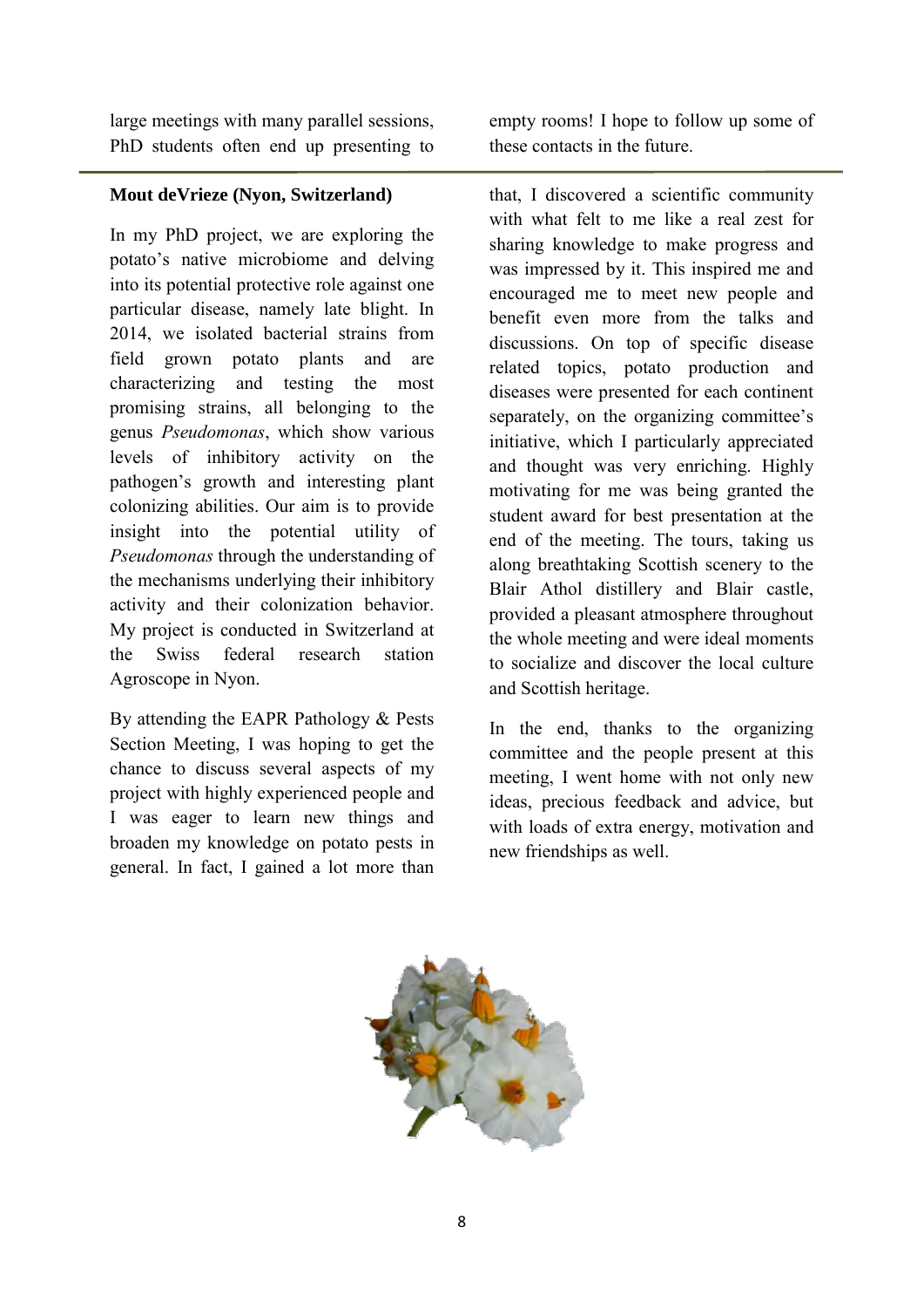large meetings with many parallel sessions, PhD students often end up presenting to empty rooms! I hope to follow up some of these contacts in the future.

**Mout deVrieze (Nyon, Switzerland)**

In my PhD project, we are exploring the potato's native microbiome and delving into its potential protective role against one particular disease, namely late blight. In 2014, we isolated bacterial strains from field grown potato plants and are characterizing and testing the most promising strains, all belonging to the genus *Pseudomonas*, which show various levels of inhibitory activity on the pathogen's growth and interesting plant colonizing abilities. Our aim is to provide insight into the potential utility of *Pseudomonas* through the understanding of the mechanisms underlying their inhibitory activity and their colonization behavior. My project is conducted in Switzerland at the Swiss federal research station Agroscope in Nyon.

By attending the EAPR Pathology & Pests Section Meeting, I was hoping to get the chance to discuss several aspects of my project with highly experienced people and I was eager to learn new things and broaden my knowledge on potato pests in general. In fact, I gained a lot more than that, I discovered a scientific community with what felt to me like a real zest for sharing knowledge to make progress and was impressed by it. This inspired me and encouraged me to meet new people and benefit even more from the talks and discussions. On top of specific disease related topics, potato production and diseases were presented for each continent separately, on the organizing committee's initiative, which I particularly appreciated and thought was very enriching. Highly motivating for me was being granted the student award for best presentation at the end of the meeting. The tours, taking us along breathtaking Scottish scenery to the Blair Athol distillery and Blair castle, provided a pleasant atmosphere throughout the whole meeting and were ideal moments to socialize and discover the local culture and Scottish heritage.

In the end, thanks to the organizing committee and the people present at this meeting, I went home with not only new ideas, precious feedback and advice, but with loads of extra energy, motivation and new friendships as well.